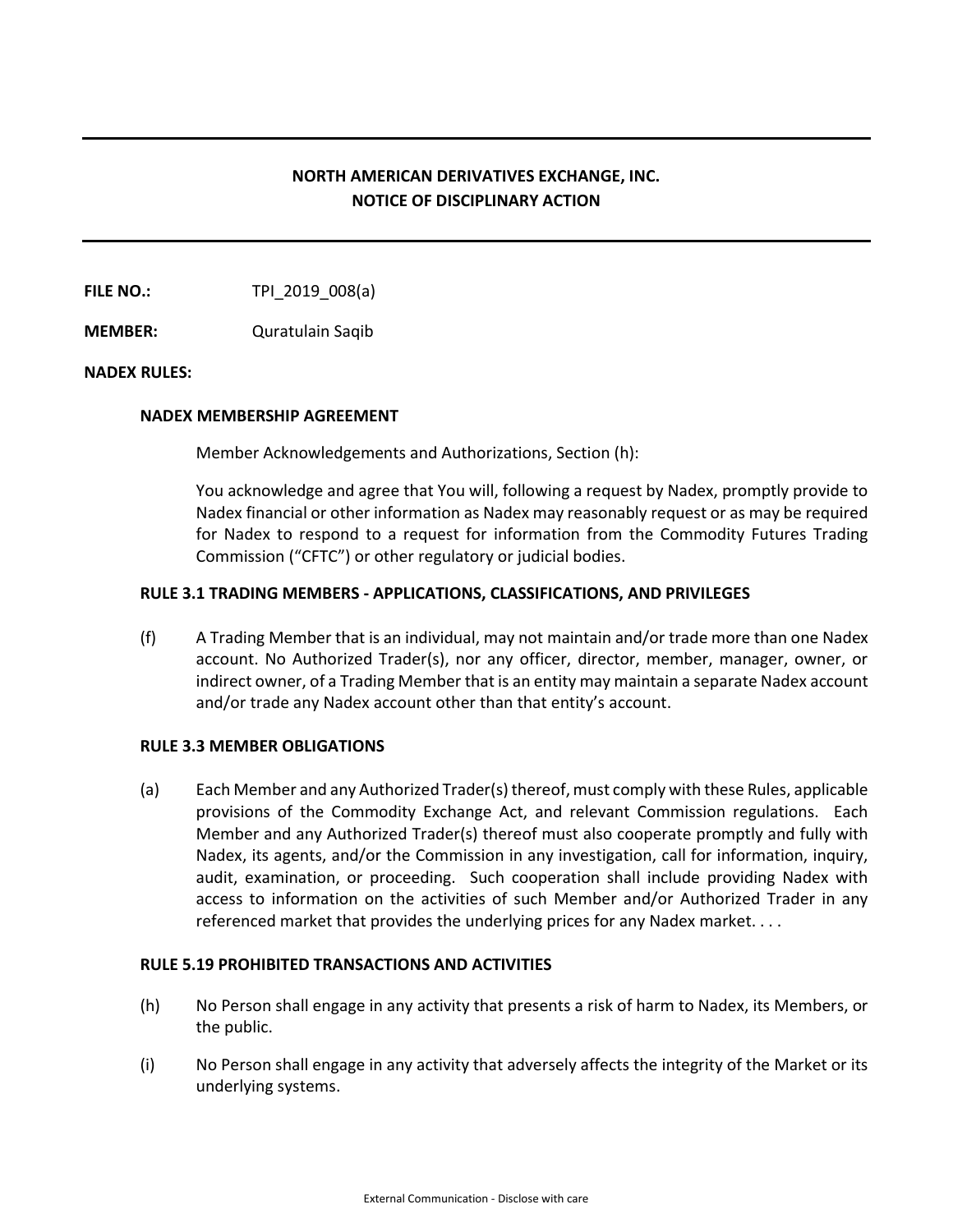# NORTH AMERICAN DERIVATIVES EXCHANGE, INC.
# NOTICE OF DISCIPLINARY ACTION

**FILE NO.:** TPI_2019_008(a)

**MEMBER:** Quratulain Saqib

**NADEX RULES:**

**NADEX MEMBERSHIP AGREEMENT**

Member Acknowledgements and Authorizations, Section (h):

You acknowledge and agree that You will, following a request by Nadex, promptly provide to Nadex financial or other information as Nadex may reasonably request or as may be required for Nadex to respond to a request for information from the Commodity Futures Trading Commission ("CFTC") or other regulatory or judicial bodies.

**RULE 3.1 TRADING MEMBERS - APPLICATIONS, CLASSIFICATIONS, AND PRIVILEGES**

(f) A Trading Member that is an individual, may not maintain and/or trade more than one Nadex account. No Authorized Trader(s), nor any officer, director, member, manager, owner, or indirect owner, of a Trading Member that is an entity may maintain a separate Nadex account and/or trade any Nadex account other than that entity's account.

**RULE 3.3 MEMBER OBLIGATIONS**

(a) Each Member and any Authorized Trader(s) thereof, must comply with these Rules, applicable provisions of the Commodity Exchange Act, and relevant Commission regulations. Each Member and any Authorized Trader(s) thereof must also cooperate promptly and fully with Nadex, its agents, and/or the Commission in any investigation, call for information, inquiry, audit, examination, or proceeding. Such cooperation shall include providing Nadex with access to information on the activities of such Member and/or Authorized Trader in any referenced market that provides the underlying prices for any Nadex market. . . .

**RULE 5.19 PROHIBITED TRANSACTIONS AND ACTIVITIES**

(h) No Person shall engage in any activity that presents a risk of harm to Nadex, its Members, or the public.

(i) No Person shall engage in any activity that adversely affects the integrity of the Market or its underlying systems.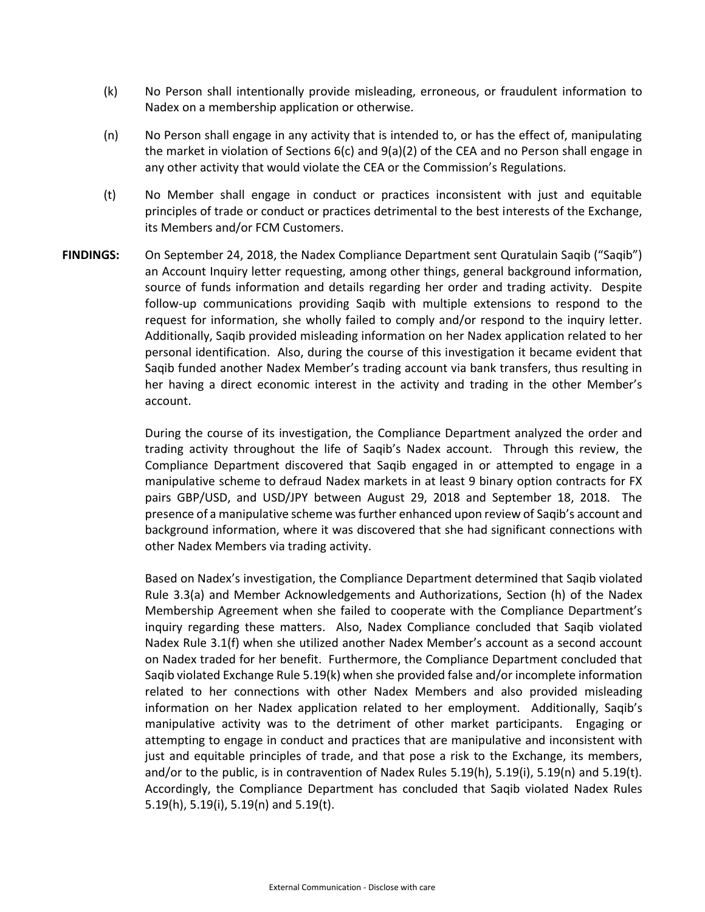(k) No Person shall intentionally provide misleading, erroneous, or fraudulent information to Nadex on a membership application or otherwise.

(n) No Person shall engage in any activity that is intended to, or has the effect of, manipulating the market in violation of Sections 6(c) and 9(a)(2) of the CEA and no Person shall engage in any other activity that would violate the CEA or the Commission's Regulations.

(t) No Member shall engage in conduct or practices inconsistent with just and equitable principles of trade or conduct or practices detrimental to the best interests of the Exchange, its Members and/or FCM Customers.

**FINDINGS:** On September 24, 2018, the Nadex Compliance Department sent Quratulain Saqib ("Saqib") an Account Inquiry letter requesting, among other things, general background information, source of funds information and details regarding her order and trading activity. Despite follow-up communications providing Saqib with multiple extensions to respond to the request for information, she wholly failed to comply and/or respond to the inquiry letter. Additionally, Saqib provided misleading information on her Nadex application related to her personal identification. Also, during the course of this investigation it became evident that Saqib funded another Nadex Member's trading account via bank transfers, thus resulting in her having a direct economic interest in the activity and trading in the other Member's account.

During the course of its investigation, the Compliance Department analyzed the order and trading activity throughout the life of Saqib's Nadex account. Through this review, the Compliance Department discovered that Saqib engaged in or attempted to engage in a manipulative scheme to defraud Nadex markets in at least 9 binary option contracts for FX pairs GBP/USD, and USD/JPY between August 29, 2018 and September 18, 2018. The presence of a manipulative scheme was further enhanced upon review of Saqib's account and background information, where it was discovered that she had significant connections with other Nadex Members via trading activity.

Based on Nadex's investigation, the Compliance Department determined that Saqib violated Rule 3.3(a) and Member Acknowledgements and Authorizations, Section (h) of the Nadex Membership Agreement when she failed to cooperate with the Compliance Department's inquiry regarding these matters. Also, Nadex Compliance concluded that Saqib violated Nadex Rule 3.1(f) when she utilized another Nadex Member's account as a second account on Nadex traded for her benefit. Furthermore, the Compliance Department concluded that Saqib violated Exchange Rule 5.19(k) when she provided false and/or incomplete information related to her connections with other Nadex Members and also provided misleading information on her Nadex application related to her employment. Additionally, Saqib's manipulative activity was to the detriment of other market participants. Engaging or attempting to engage in conduct and practices that are manipulative and inconsistent with just and equitable principles of trade, and that pose a risk to the Exchange, its members, and/or to the public, is in contravention of Nadex Rules 5.19(h), 5.19(i), 5.19(n) and 5.19(t). Accordingly, the Compliance Department has concluded that Saqib violated Nadex Rules 5.19(h), 5.19(i), 5.19(n) and 5.19(t).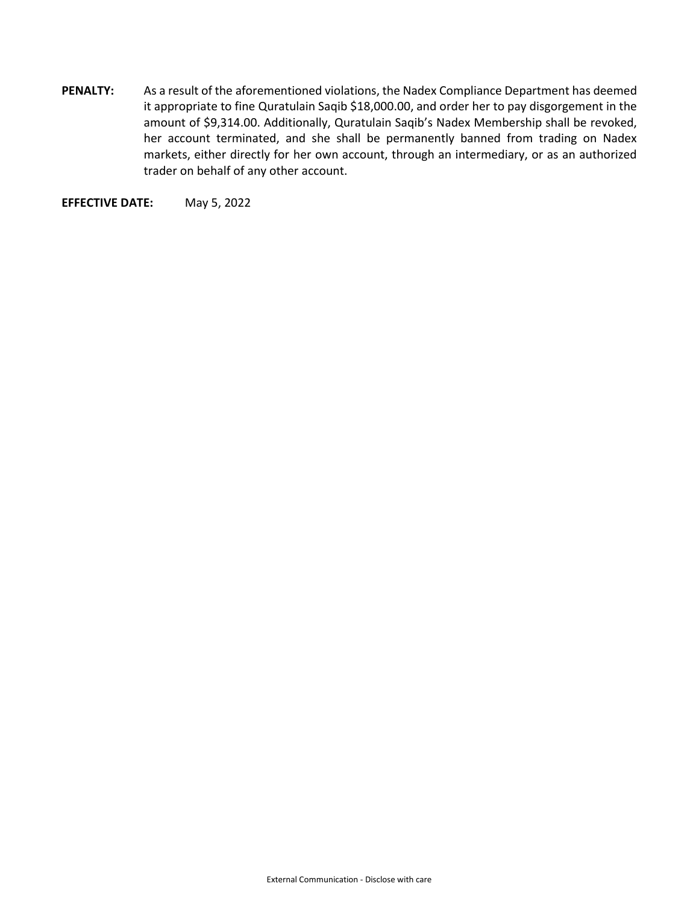**PENALTY:** As a result of the aforementioned violations, the Nadex Compliance Department has deemed it appropriate to fine Quratulain Saqib $18,000.00, and order her to pay disgorgement in the amount of $9,314.00. Additionally, Quratulain Saqib's Nadex Membership shall be revoked, her account terminated, and she shall be permanently banned from trading on Nadex markets, either directly for her own account, through an intermediary, or as an authorized trader on behalf of any other account.

**EFFECTIVE DATE:** May 5, 2022

External Communication - Disclose with care